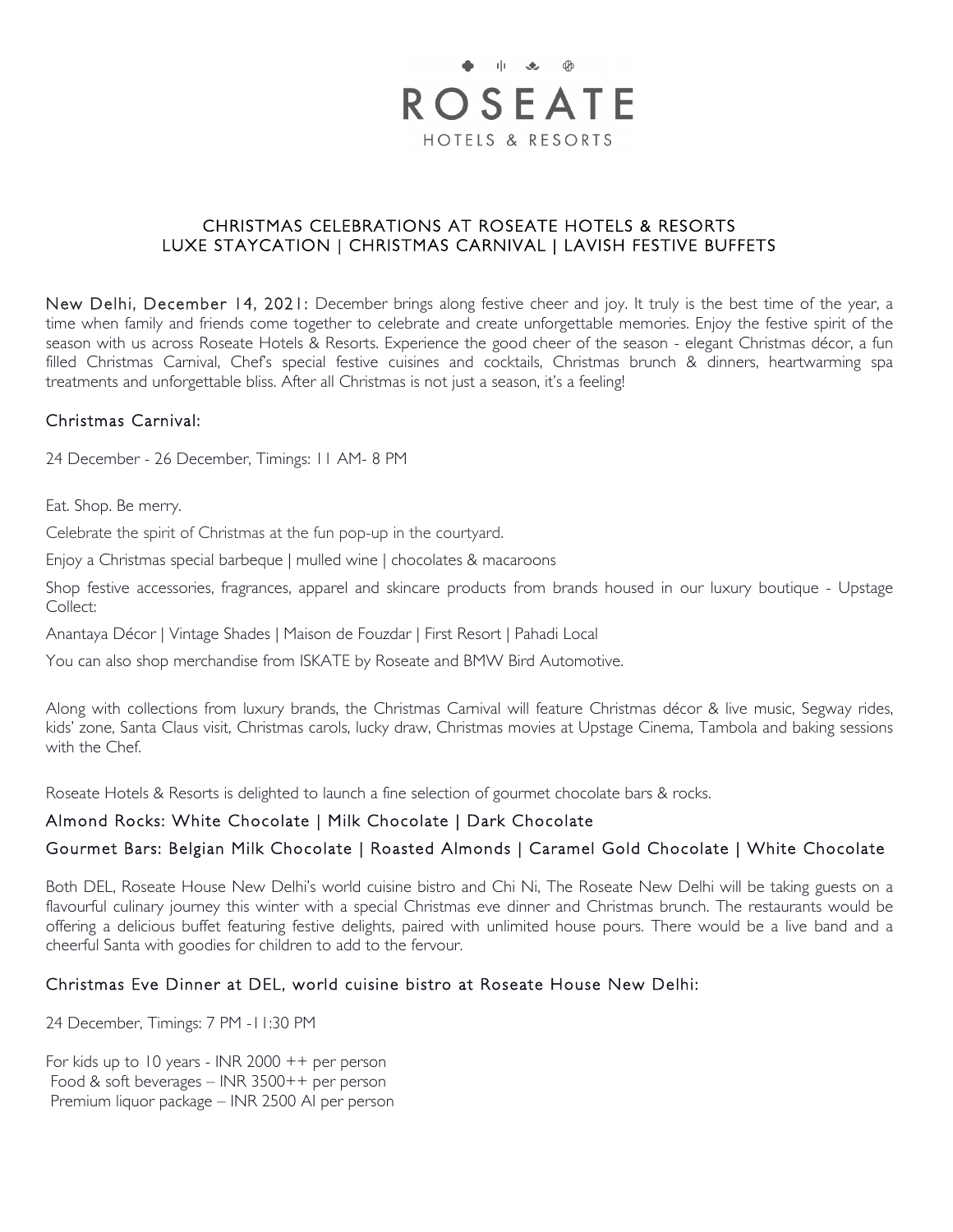# ROSEATE

HOTELS & RESORTS

## CHRISTMAS CELEBRATIONS AT ROSEATE HOTELS & RESORTS
## LUXE STAYCATION | CHRISTMAS CARNIVAL | LAVISH FESTIVE BUFFETS

**New Delhi, December 14, 2021:** December brings along festive cheer and joy. It truly is the best time of the year, a time when family and friends come together to celebrate and create unforgettable memories. Enjoy the festive spirit of the season with us across Roseate Hotels & Resorts. Experience the good cheer of the season - elegant Christmas décor, a fun filled Christmas Carnival, Chef's special festive cuisines and cocktails, Christmas brunch & dinners, heartwarming spa treatments and unforgettable bliss. After all Christmas is not just a season, it's a feeling!

### Christmas Carnival:

24 December - 26 December, Timings: 11 AM- 8 PM

Eat. Shop. Be merry.

Celebrate the spirit of Christmas at the fun pop-up in the courtyard.

Enjoy a Christmas special barbeque | mulled wine | chocolates & macaroons

Shop festive accessories, fragrances, apparel and skincare products from brands housed in our luxury boutique - Upstage Collect:

Anantaya Décor | Vintage Shades | Maison de Fouzdar | First Resort | Pahadi Local

You can also shop merchandise from ISKATE by Roseate and BMW Bird Automotive.

Along with collections from luxury brands, the Christmas Carnival will feature Christmas décor & live music, Segway rides, kids' zone, Santa Claus visit, Christmas carols, lucky draw, Christmas movies at Upstage Cinema, Tambola and baking sessions with the Chef.

Roseate Hotels & Resorts is delighted to launch a fine selection of gourmet chocolate bars & rocks.

**Almond Rocks: White Chocolate | Milk Chocolate | Dark Chocolate**

**Gourmet Bars: Belgian Milk Chocolate | Roasted Almonds | Caramel Gold Chocolate | White Chocolate**

Both DEL, Roseate House New Delhi's world cuisine bistro and Chi Ni, The Roseate New Delhi will be taking guests on a flavourful culinary journey this winter with a special Christmas eve dinner and Christmas brunch. The restaurants would be offering a delicious buffet featuring festive delights, paired with unlimited house pours. There would be a live band and a cheerful Santa with goodies for children to add to the fervour.

### Christmas Eve Dinner at DEL, world cuisine bistro at Roseate House New Delhi:

24 December, Timings: 7 PM -11:30 PM

For kids up to 10 years - INR 2000 ++ per person
Food & soft beverages – INR 3500++ per person
Premium liquor package – INR 2500 AI per person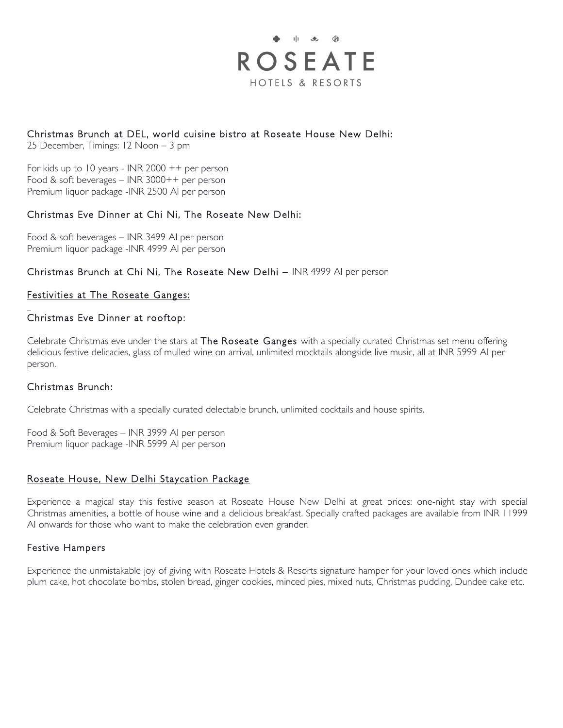ROSEATE
HOTELS & RESORTS

### Christmas Brunch at DEL, world cuisine bistro at Roseate House New Delhi:

25 December, Timings: 12 Noon – 3 pm

For kids up to 10 years - INR 2000 ++ per person
Food & soft beverages – INR 3000++ per person
Premium liquor package -INR 2500 AI per person

### Christmas Eve Dinner at Chi Ni, The Roseate New Delhi:

Food & soft beverages – INR 3499 AI per person
Premium liquor package -INR 4999 AI per person

### Christmas Brunch at Chi Ni, The Roseate New Delhi – INR 4999 AI per person

## Festivities at The Roseate Ganges:

### Christmas Eve Dinner at rooftop:

Celebrate Christmas eve under the stars at The Roseate Ganges with a specially curated Christmas set menu offering delicious festive delicacies, glass of mulled wine on arrival, unlimited mocktails alongside live music, all at INR 5999 AI per person.

### Christmas Brunch:

Celebrate Christmas with a specially curated delectable brunch, unlimited cocktails and house spirits.

Food & Soft Beverages – INR 3999 AI per person
Premium liquor package -INR 5999 AI per person

## Roseate House, New Delhi Staycation Package

Experience a magical stay this festive season at Roseate House New Delhi at great prices: one-night stay with special Christmas amenities, a bottle of house wine and a delicious breakfast. Specially crafted packages are available from INR 11999 AI onwards for those who want to make the celebration even grander.

### Festive Hampers

Experience the unmistakable joy of giving with Roseate Hotels & Resorts signature hamper for your loved ones which include plum cake, hot chocolate bombs, stolen bread, ginger cookies, minced pies, mixed nuts, Christmas pudding, Dundee cake etc.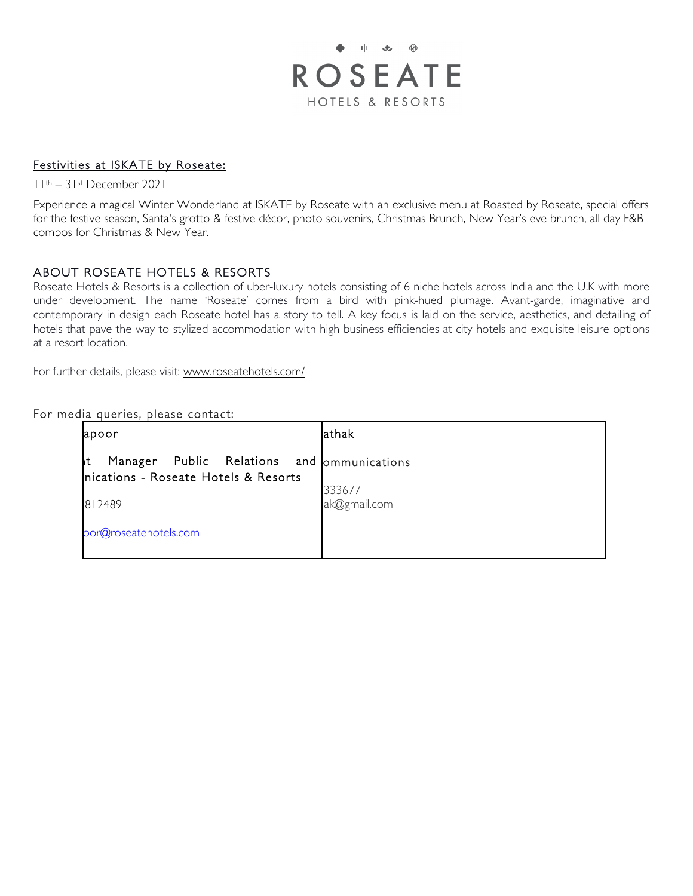ROSEATE

HOTELS & RESORTS

## Festivities at ISKATE by Roseate:

11th – 31st December 2021

Experience a magical Winter Wonderland at ISKATE by Roseate with an exclusive menu at Roasted by Roseate, special offers for the festive season, Santa's grotto & festive décor, photo souvenirs, Christmas Brunch, New Year's eve brunch, all day F&B combos for Christmas & New Year.

## ABOUT ROSEATE HOTELS & RESORTS

Roseate Hotels & Resorts is a collection of uber-luxury hotels consisting of 6 niche hotels across India and the U.K with more under development. The name 'Roseate' comes from a bird with pink-hued plumage. Avant-garde, imaginative and contemporary in design each Roseate hotel has a story to tell. A key focus is laid on the service, aesthetics, and detailing of hotels that pave the way to stylized accommodation with high business efficiencies at city hotels and exquisite leisure options at a resort location.

For further details, please visit: www.roseatehotels.com/

For media queries, please contact:

| | |
|---|---|
| apoor<br><br>t Manager Public Relations and nications - Roseate Hotels & Resorts<br><br>812489<br><br>oor@roseatehotels.com | athak<br><br>ommunications<br><br>333677<br>ak@gmail.com |